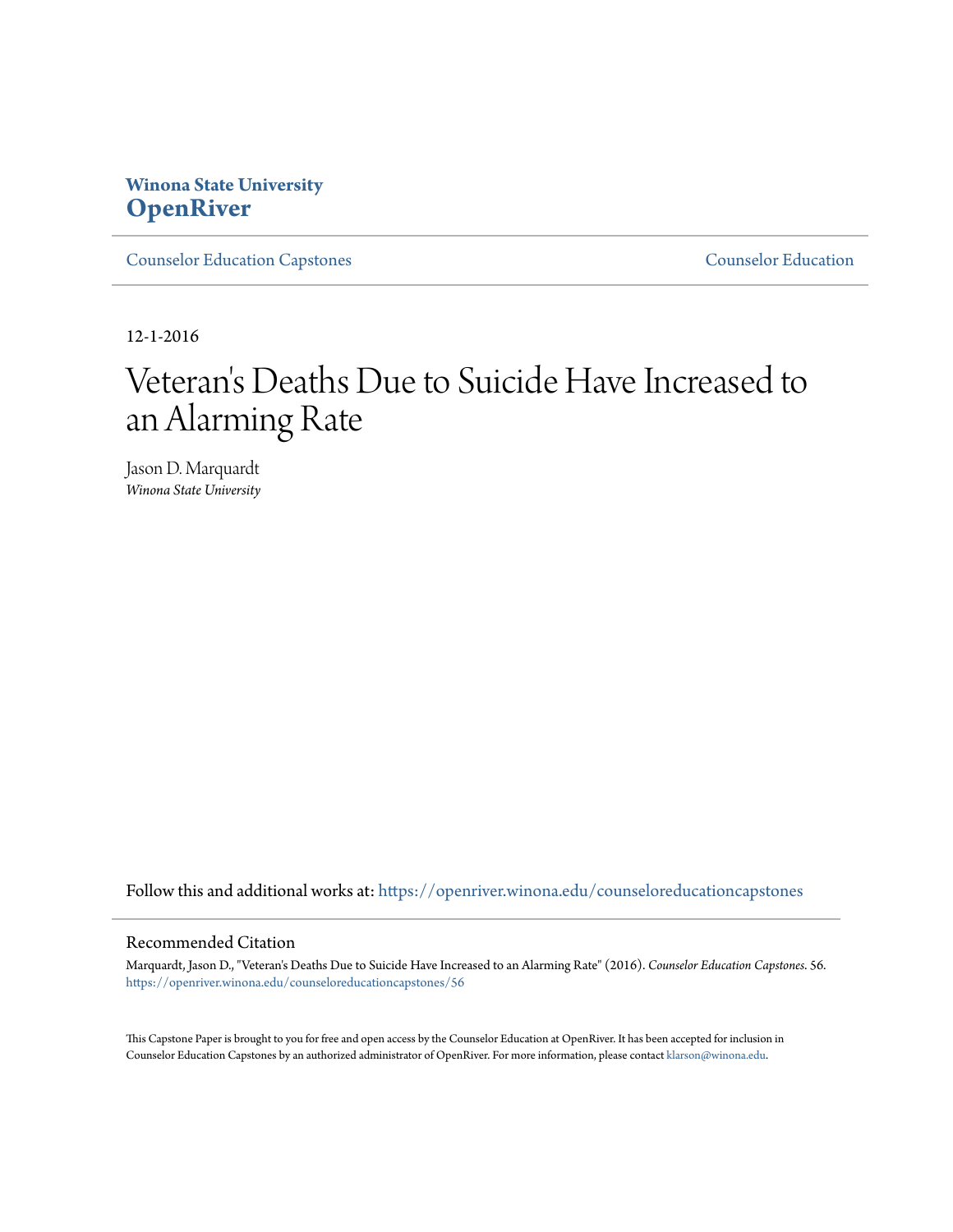**Winona State University**
**OpenRiver**

Counselor Education Capstones | Counselor Education

12-1-2016

# Veteran's Deaths Due to Suicide Have Increased to an Alarming Rate

Jason D. Marquardt
*Winona State University*

Follow this and additional works at: https://openriver.winona.edu/counseloreducationcapstones

## Recommended Citation

Marquardt, Jason D., "Veteran's Deaths Due to Suicide Have Increased to an Alarming Rate" (2016). *Counselor Education Capstones*. 56.
https://openriver.winona.edu/counseloreducationcapstones/56

This Capstone Paper is brought to you for free and open access by the Counselor Education at OpenRiver. It has been accepted for inclusion in Counselor Education Capstones by an authorized administrator of OpenRiver. For more information, please contact klarson@winona.edu.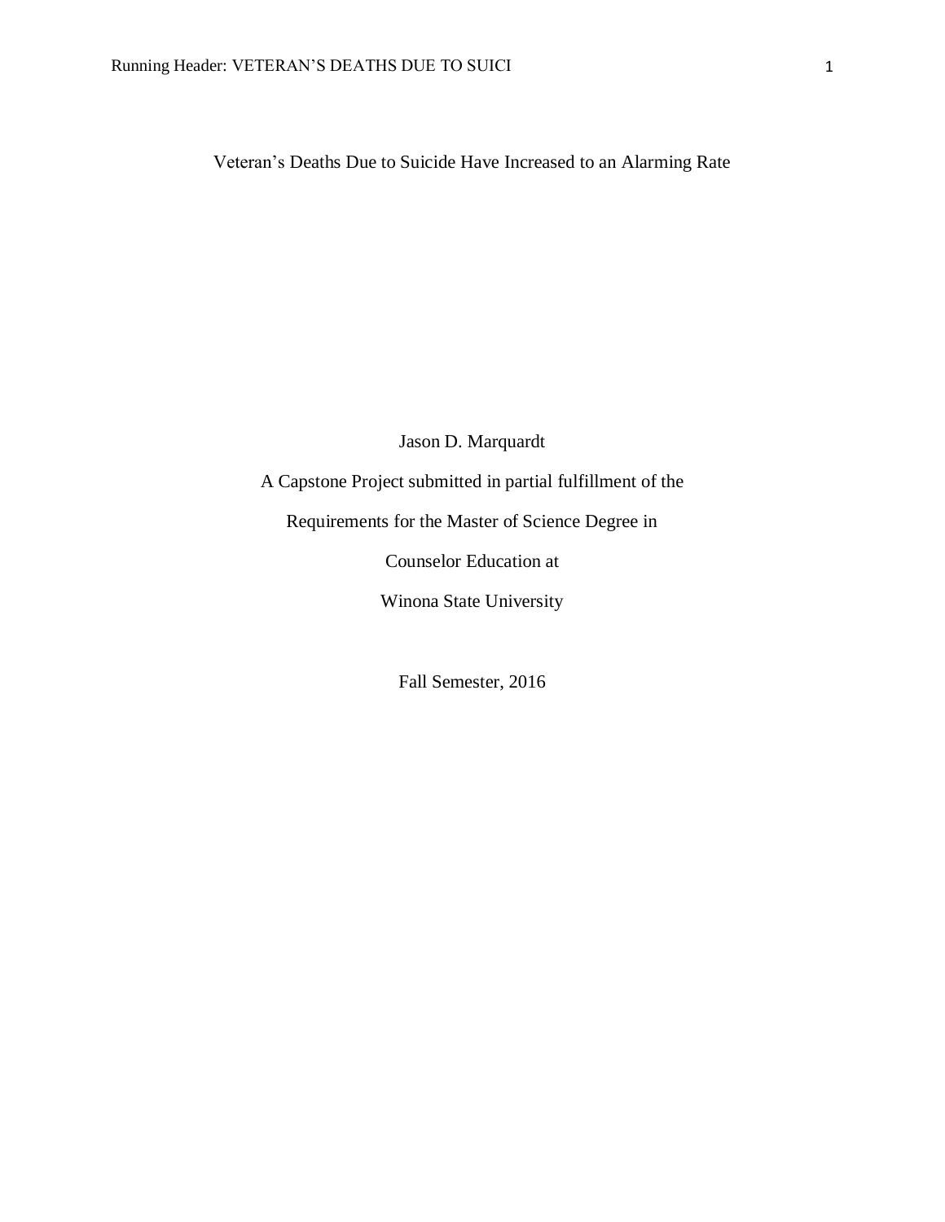# Veteran's Deaths Due to Suicide Have Increased to an Alarming Rate

Jason D. Marquardt

A Capstone Project submitted in partial fulfillment of the

Requirements for the Master of Science Degree in

Counselor Education at

Winona State University

Fall Semester, 2016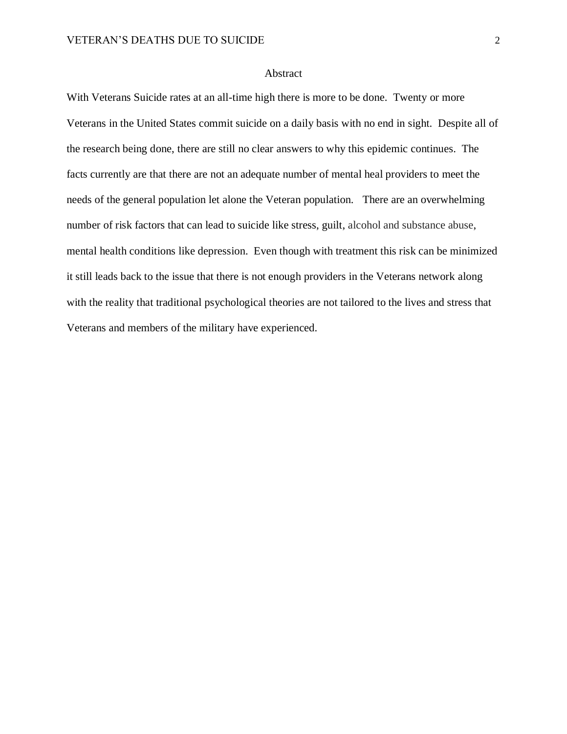# Abstract

With Veterans Suicide rates at an all-time high there is more to be done. Twenty or more Veterans in the United States commit suicide on a daily basis with no end in sight. Despite all of the research being done, there are still no clear answers to why this epidemic continues. The facts currently are that there are not an adequate number of mental heal providers to meet the needs of the general population let alone the Veteran population. There are an overwhelming number of risk factors that can lead to suicide like stress, guilt, alcohol and substance abuse, mental health conditions like depression. Even though with treatment this risk can be minimized it still leads back to the issue that there is not enough providers in the Veterans network along with the reality that traditional psychological theories are not tailored to the lives and stress that Veterans and members of the military have experienced.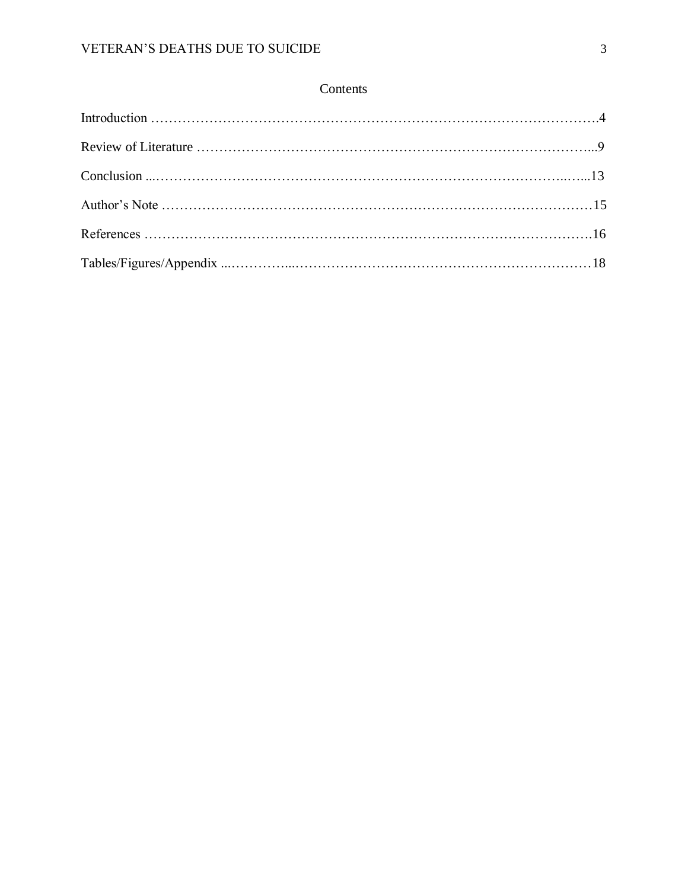# Contents

Introduction ……………………………………………………………………………………….4

Review of Literature ……………………………………………………………………………...9

Conclusion ...………………………………………………………………………………..…...13

Author's Note ……………………………………………………………………………………15

References ……………………………………………………………………………………….16

Tables/Figures/Appendix ...…………...…………………………………………………………18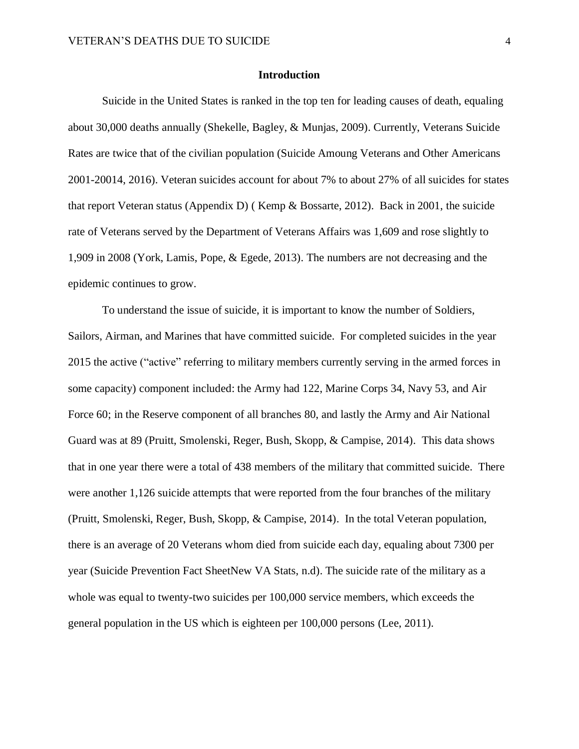## Introduction

Suicide in the United States is ranked in the top ten for leading causes of death, equaling about 30,000 deaths annually (Shekelle, Bagley, & Munjas, 2009). Currently, Veterans Suicide Rates are twice that of the civilian population (Suicide Amoung Veterans and Other Americans 2001-20014, 2016). Veteran suicides account for about 7% to about 27% of all suicides for states that report Veteran status (Appendix D) ( Kemp & Bossarte, 2012). Back in 2001, the suicide rate of Veterans served by the Department of Veterans Affairs was 1,609 and rose slightly to 1,909 in 2008 (York, Lamis, Pope, & Egede, 2013). The numbers are not decreasing and the epidemic continues to grow.

To understand the issue of suicide, it is important to know the number of Soldiers, Sailors, Airman, and Marines that have committed suicide. For completed suicides in the year 2015 the active ("active" referring to military members currently serving in the armed forces in some capacity) component included: the Army had 122, Marine Corps 34, Navy 53, and Air Force 60; in the Reserve component of all branches 80, and lastly the Army and Air National Guard was at 89 (Pruitt, Smolenski, Reger, Bush, Skopp, & Campise, 2014). This data shows that in one year there were a total of 438 members of the military that committed suicide. There were another 1,126 suicide attempts that were reported from the four branches of the military (Pruitt, Smolenski, Reger, Bush, Skopp, & Campise, 2014). In the total Veteran population, there is an average of 20 Veterans whom died from suicide each day, equaling about 7300 per year (Suicide Prevention Fact SheetNew VA Stats, n.d). The suicide rate of the military as a whole was equal to twenty-two suicides per 100,000 service members, which exceeds the general population in the US which is eighteen per 100,000 persons (Lee, 2011).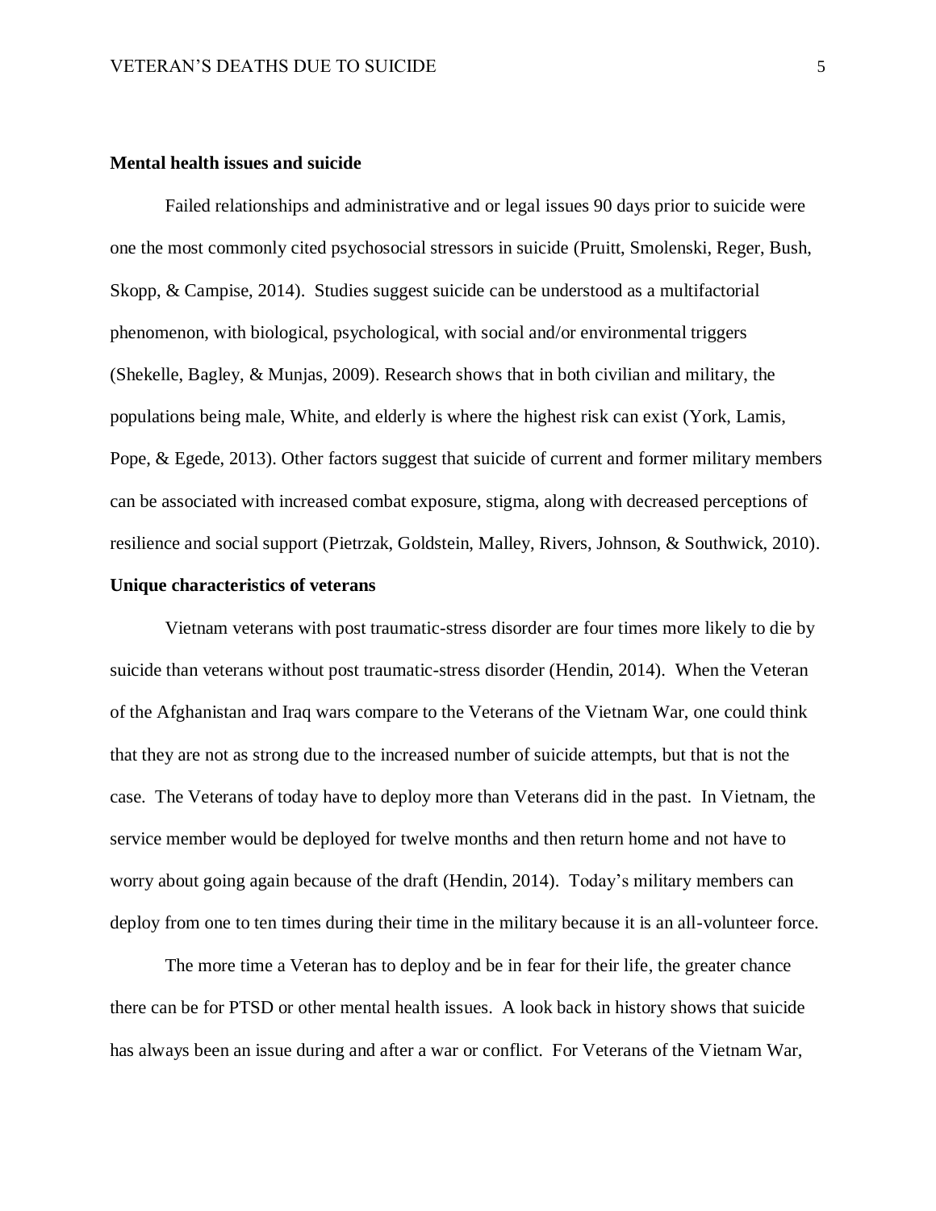**Mental health issues and suicide**

Failed relationships and administrative and or legal issues 90 days prior to suicide were one the most commonly cited psychosocial stressors in suicide (Pruitt, Smolenski, Reger, Bush, Skopp, & Campise, 2014). Studies suggest suicide can be understood as a multifactorial phenomenon, with biological, psychological, with social and/or environmental triggers (Shekelle, Bagley, & Munjas, 2009). Research shows that in both civilian and military, the populations being male, White, and elderly is where the highest risk can exist (York, Lamis, Pope, & Egede, 2013). Other factors suggest that suicide of current and former military members can be associated with increased combat exposure, stigma, along with decreased perceptions of resilience and social support (Pietrzak, Goldstein, Malley, Rivers, Johnson, & Southwick, 2010).

**Unique characteristics of veterans**

Vietnam veterans with post traumatic-stress disorder are four times more likely to die by suicide than veterans without post traumatic-stress disorder (Hendin, 2014). When the Veteran of the Afghanistan and Iraq wars compare to the Veterans of the Vietnam War, one could think that they are not as strong due to the increased number of suicide attempts, but that is not the case. The Veterans of today have to deploy more than Veterans did in the past. In Vietnam, the service member would be deployed for twelve months and then return home and not have to worry about going again because of the draft (Hendin, 2014). Today's military members can deploy from one to ten times during their time in the military because it is an all-volunteer force.

The more time a Veteran has to deploy and be in fear for their life, the greater chance there can be for PTSD or other mental health issues. A look back in history shows that suicide has always been an issue during and after a war or conflict. For Veterans of the Vietnam War,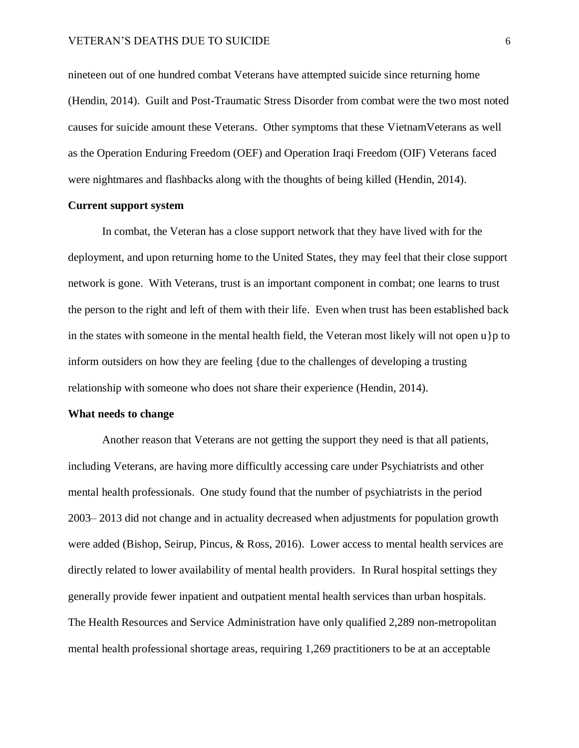nineteen out of one hundred combat Veterans have attempted suicide since returning home (Hendin, 2014). Guilt and Post-Traumatic Stress Disorder from combat were the two most noted causes for suicide amount these Veterans. Other symptoms that these VietnamVeterans as well as the Operation Enduring Freedom (OEF) and Operation Iraqi Freedom (OIF) Veterans faced were nightmares and flashbacks along with the thoughts of being killed (Hendin, 2014).

**Current support system**

In combat, the Veteran has a close support network that they have lived with for the deployment, and upon returning home to the United States, they may feel that their close support network is gone. With Veterans, trust is an important component in combat; one learns to trust the person to the right and left of them with their life. Even when trust has been established back in the states with someone in the mental health field, the Veteran most likely will not open u}p to inform outsiders on how they are feeling {due to the challenges of developing a trusting relationship with someone who does not share their experience (Hendin, 2014).

**What needs to change**

Another reason that Veterans are not getting the support they need is that all patients, including Veterans, are having more difficultly accessing care under Psychiatrists and other mental health professionals. One study found that the number of psychiatrists in the period 2003– 2013 did not change and in actuality decreased when adjustments for population growth were added (Bishop, Seirup, Pincus, & Ross, 2016). Lower access to mental health services are directly related to lower availability of mental health providers. In Rural hospital settings they generally provide fewer inpatient and outpatient mental health services than urban hospitals. The Health Resources and Service Administration have only qualified 2,289 non-metropolitan mental health professional shortage areas, requiring 1,269 practitioners to be at an acceptable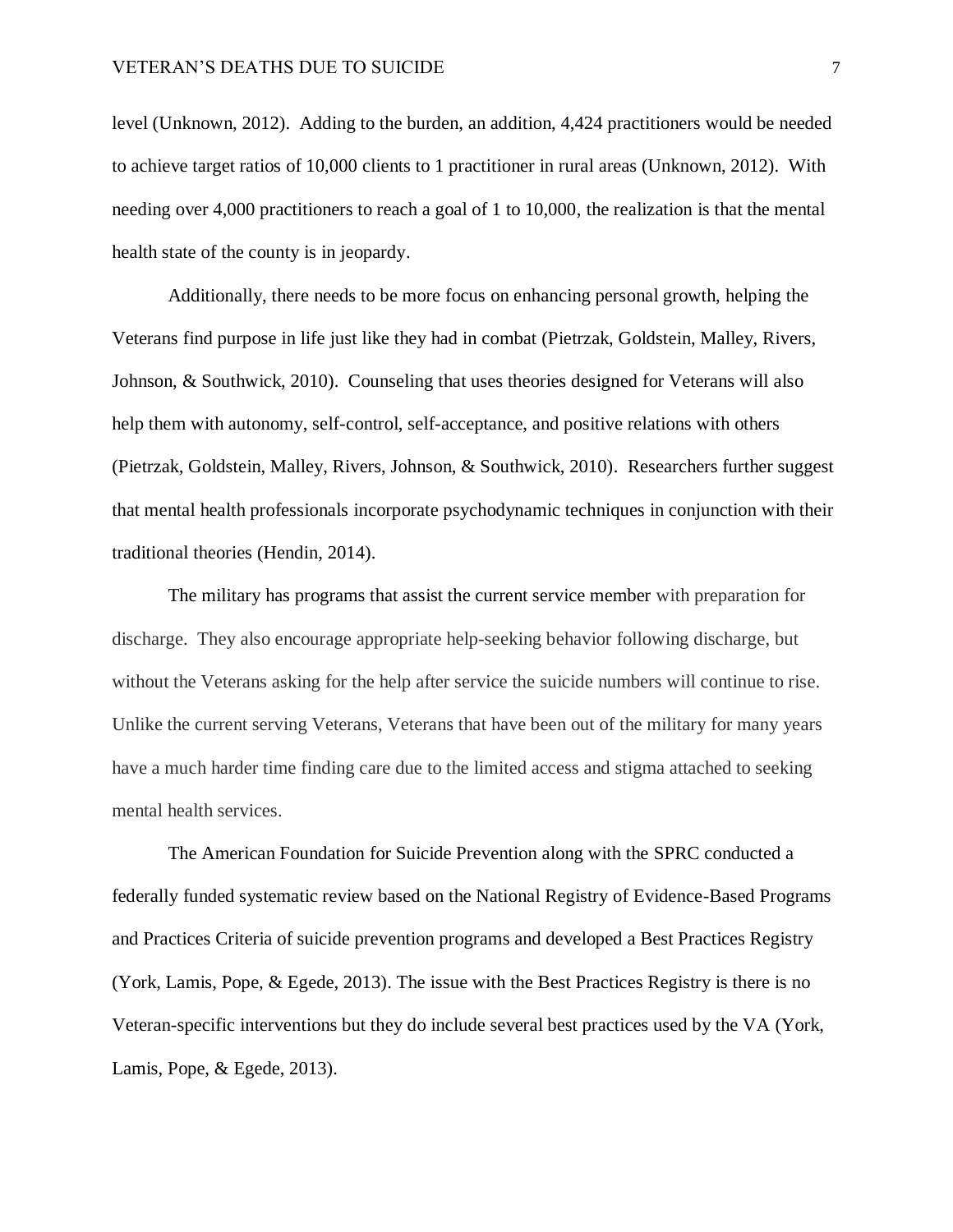level (Unknown, 2012). Adding to the burden, an addition, 4,424 practitioners would be needed to achieve target ratios of 10,000 clients to 1 practitioner in rural areas (Unknown, 2012). With needing over 4,000 practitioners to reach a goal of 1 to 10,000, the realization is that the mental health state of the county is in jeopardy.

Additionally, there needs to be more focus on enhancing personal growth, helping the Veterans find purpose in life just like they had in combat (Pietrzak, Goldstein, Malley, Rivers, Johnson, & Southwick, 2010). Counseling that uses theories designed for Veterans will also help them with autonomy, self-control, self-acceptance, and positive relations with others (Pietrzak, Goldstein, Malley, Rivers, Johnson, & Southwick, 2010). Researchers further suggest that mental health professionals incorporate psychodynamic techniques in conjunction with their traditional theories (Hendin, 2014).

The military has programs that assist the current service member with preparation for discharge. They also encourage appropriate help-seeking behavior following discharge, but without the Veterans asking for the help after service the suicide numbers will continue to rise. Unlike the current serving Veterans, Veterans that have been out of the military for many years have a much harder time finding care due to the limited access and stigma attached to seeking mental health services.

The American Foundation for Suicide Prevention along with the SPRC conducted a federally funded systematic review based on the National Registry of Evidence-Based Programs and Practices Criteria of suicide prevention programs and developed a Best Practices Registry (York, Lamis, Pope, & Egede, 2013). The issue with the Best Practices Registry is there is no Veteran-specific interventions but they do include several best practices used by the VA (York, Lamis, Pope, & Egede, 2013).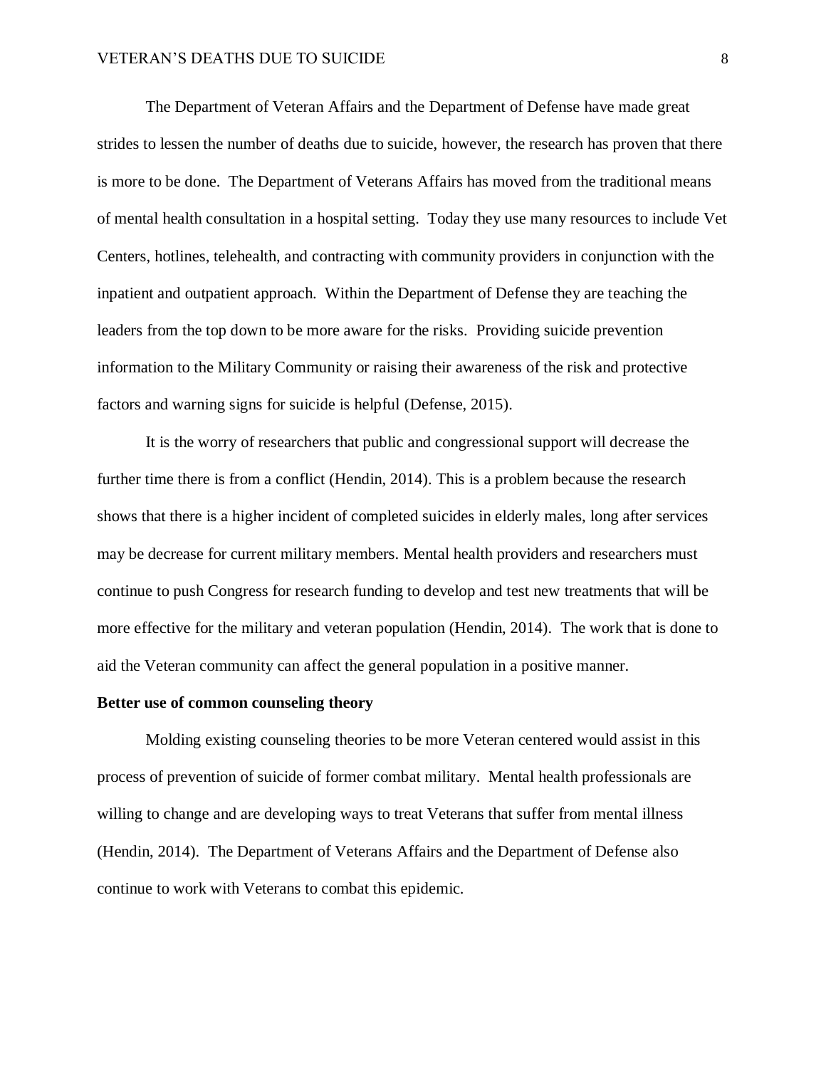The Department of Veteran Affairs and the Department of Defense have made great strides to lessen the number of deaths due to suicide, however, the research has proven that there is more to be done. The Department of Veterans Affairs has moved from the traditional means of mental health consultation in a hospital setting. Today they use many resources to include Vet Centers, hotlines, telehealth, and contracting with community providers in conjunction with the inpatient and outpatient approach. Within the Department of Defense they are teaching the leaders from the top down to be more aware for the risks. Providing suicide prevention information to the Military Community or raising their awareness of the risk and protective factors and warning signs for suicide is helpful (Defense, 2015).

It is the worry of researchers that public and congressional support will decrease the further time there is from a conflict (Hendin, 2014). This is a problem because the research shows that there is a higher incident of completed suicides in elderly males, long after services may be decrease for current military members. Mental health providers and researchers must continue to push Congress for research funding to develop and test new treatments that will be more effective for the military and veteran population (Hendin, 2014). The work that is done to aid the Veteran community can affect the general population in a positive manner.

**Better use of common counseling theory**

Molding existing counseling theories to be more Veteran centered would assist in this process of prevention of suicide of former combat military. Mental health professionals are willing to change and are developing ways to treat Veterans that suffer from mental illness (Hendin, 2014). The Department of Veterans Affairs and the Department of Defense also continue to work with Veterans to combat this epidemic.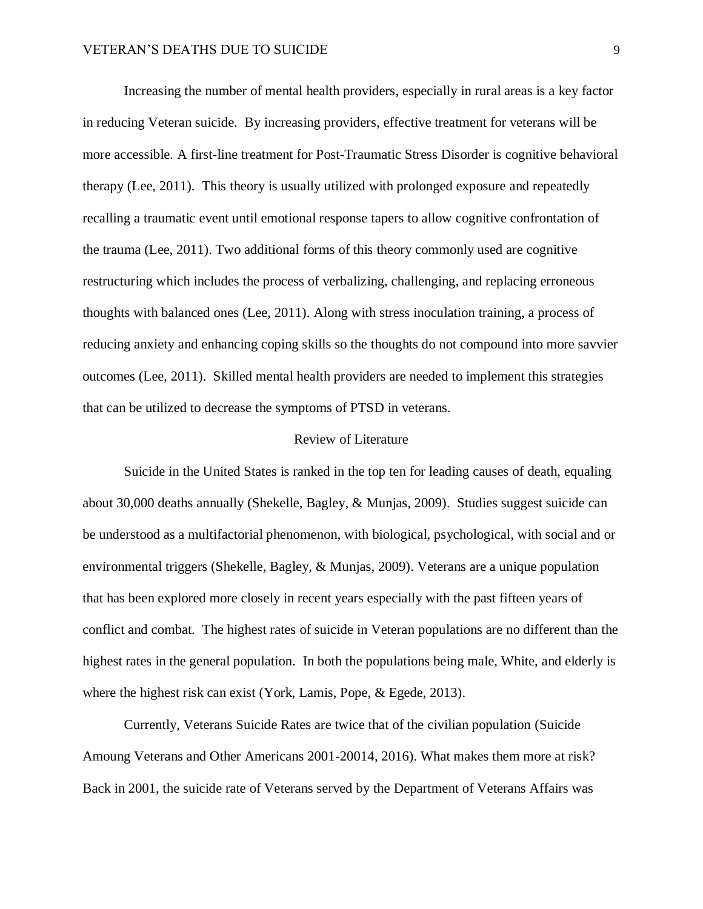Increasing the number of mental health providers, especially in rural areas is a key factor in reducing Veteran suicide. By increasing providers, effective treatment for veterans will be more accessible. A first-line treatment for Post-Traumatic Stress Disorder is cognitive behavioral therapy (Lee, 2011). This theory is usually utilized with prolonged exposure and repeatedly recalling a traumatic event until emotional response tapers to allow cognitive confrontation of the trauma (Lee, 2011). Two additional forms of this theory commonly used are cognitive restructuring which includes the process of verbalizing, challenging, and replacing erroneous thoughts with balanced ones (Lee, 2011). Along with stress inoculation training, a process of reducing anxiety and enhancing coping skills so the thoughts do not compound into more savvier outcomes (Lee, 2011). Skilled mental health providers are needed to implement this strategies that can be utilized to decrease the symptoms of PTSD in veterans.

## Review of Literature

Suicide in the United States is ranked in the top ten for leading causes of death, equaling about 30,000 deaths annually (Shekelle, Bagley, & Munjas, 2009). Studies suggest suicide can be understood as a multifactorial phenomenon, with biological, psychological, with social and or environmental triggers (Shekelle, Bagley, & Munjas, 2009). Veterans are a unique population that has been explored more closely in recent years especially with the past fifteen years of conflict and combat. The highest rates of suicide in Veteran populations are no different than the highest rates in the general population. In both the populations being male, White, and elderly is where the highest risk can exist (York, Lamis, Pope, & Egede, 2013).

Currently, Veterans Suicide Rates are twice that of the civilian population (Suicide Amoung Veterans and Other Americans 2001-20014, 2016). What makes them more at risk? Back in 2001, the suicide rate of Veterans served by the Department of Veterans Affairs was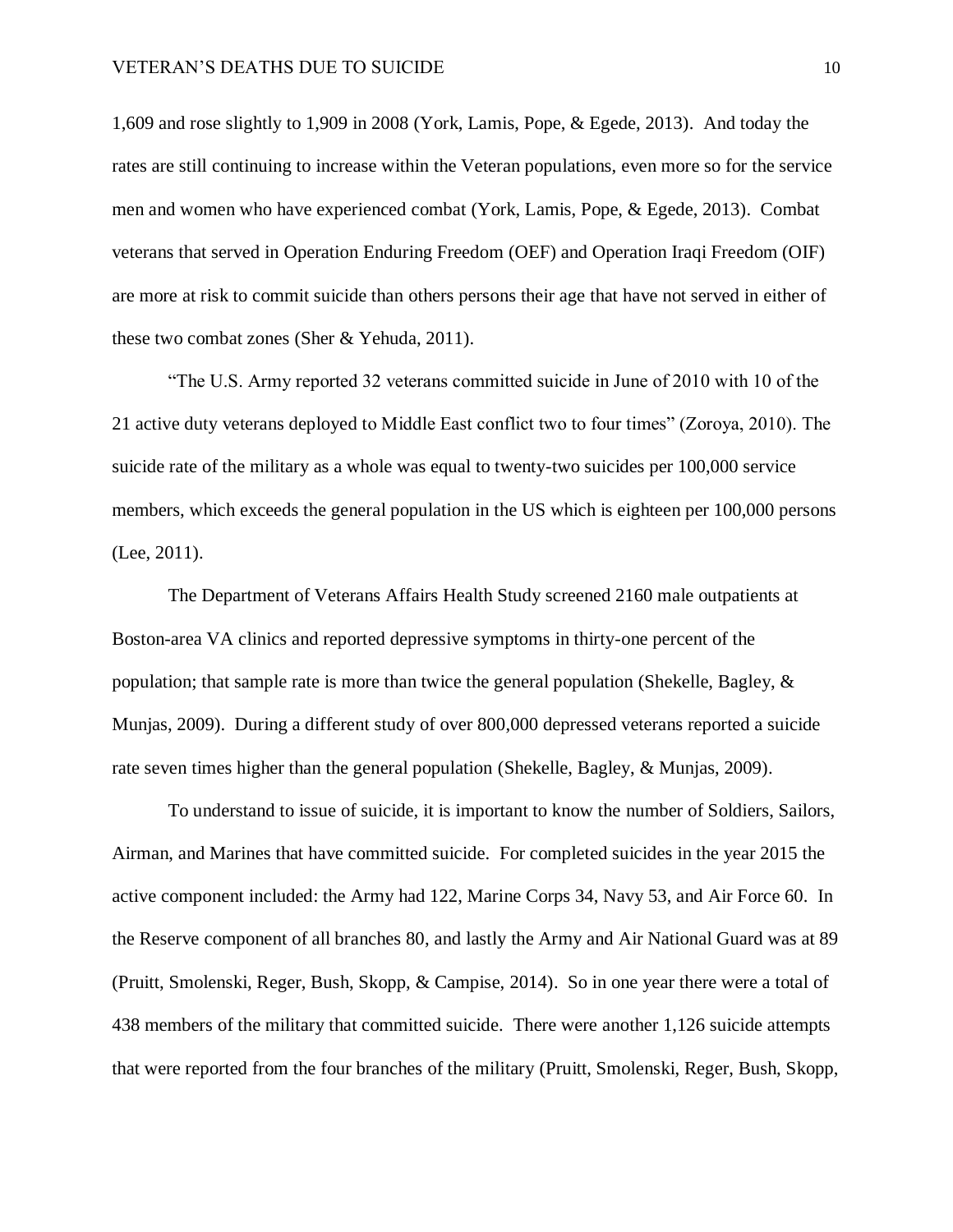1,609 and rose slightly to 1,909 in 2008 (York, Lamis, Pope, & Egede, 2013). And today the rates are still continuing to increase within the Veteran populations, even more so for the service men and women who have experienced combat (York, Lamis, Pope, & Egede, 2013). Combat veterans that served in Operation Enduring Freedom (OEF) and Operation Iraqi Freedom (OIF) are more at risk to commit suicide than others persons their age that have not served in either of these two combat zones (Sher & Yehuda, 2011).

"The U.S. Army reported 32 veterans committed suicide in June of 2010 with 10 of the 21 active duty veterans deployed to Middle East conflict two to four times" (Zoroya, 2010). The suicide rate of the military as a whole was equal to twenty-two suicides per 100,000 service members, which exceeds the general population in the US which is eighteen per 100,000 persons (Lee, 2011).

The Department of Veterans Affairs Health Study screened 2160 male outpatients at Boston-area VA clinics and reported depressive symptoms in thirty-one percent of the population; that sample rate is more than twice the general population (Shekelle, Bagley, & Munjas, 2009). During a different study of over 800,000 depressed veterans reported a suicide rate seven times higher than the general population (Shekelle, Bagley, & Munjas, 2009).

To understand to issue of suicide, it is important to know the number of Soldiers, Sailors, Airman, and Marines that have committed suicide. For completed suicides in the year 2015 the active component included: the Army had 122, Marine Corps 34, Navy 53, and Air Force 60. In the Reserve component of all branches 80, and lastly the Army and Air National Guard was at 89 (Pruitt, Smolenski, Reger, Bush, Skopp, & Campise, 2014). So in one year there were a total of 438 members of the military that committed suicide. There were another 1,126 suicide attempts that were reported from the four branches of the military (Pruitt, Smolenski, Reger, Bush, Skopp,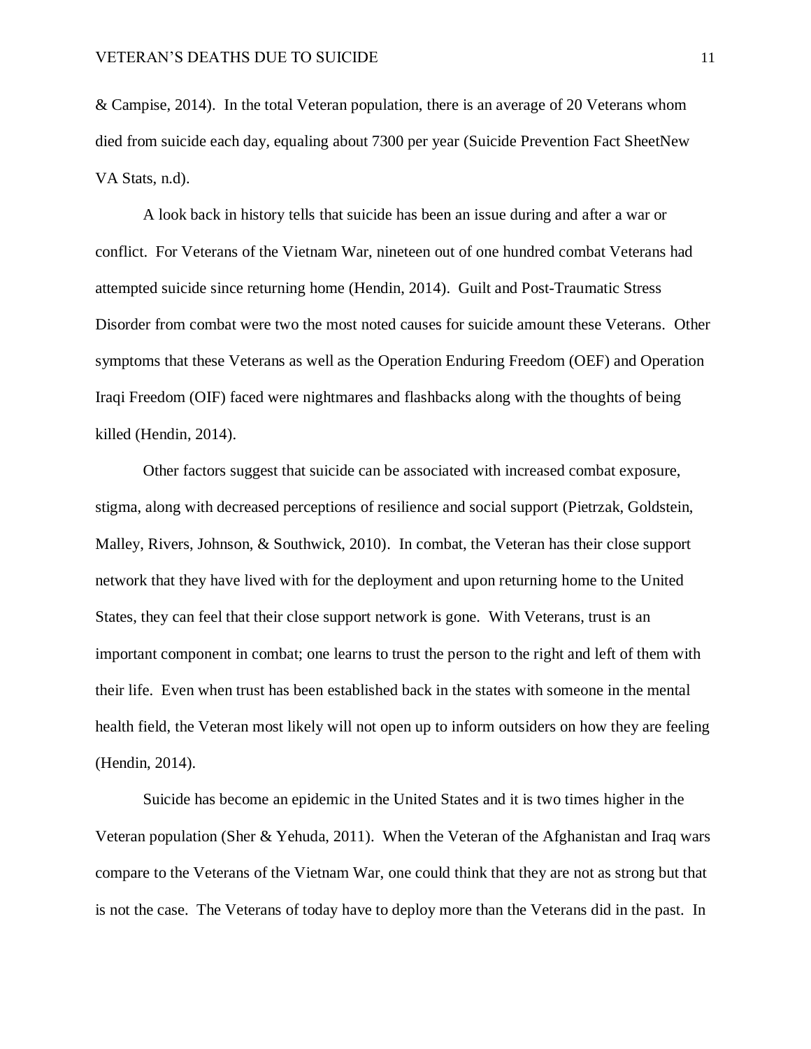& Campise, 2014). In the total Veteran population, there is an average of 20 Veterans whom died from suicide each day, equaling about 7300 per year (Suicide Prevention Fact SheetNew VA Stats, n.d).

A look back in history tells that suicide has been an issue during and after a war or conflict. For Veterans of the Vietnam War, nineteen out of one hundred combat Veterans had attempted suicide since returning home (Hendin, 2014). Guilt and Post-Traumatic Stress Disorder from combat were two the most noted causes for suicide amount these Veterans. Other symptoms that these Veterans as well as the Operation Enduring Freedom (OEF) and Operation Iraqi Freedom (OIF) faced were nightmares and flashbacks along with the thoughts of being killed (Hendin, 2014).

Other factors suggest that suicide can be associated with increased combat exposure, stigma, along with decreased perceptions of resilience and social support (Pietrzak, Goldstein, Malley, Rivers, Johnson, & Southwick, 2010). In combat, the Veteran has their close support network that they have lived with for the deployment and upon returning home to the United States, they can feel that their close support network is gone. With Veterans, trust is an important component in combat; one learns to trust the person to the right and left of them with their life. Even when trust has been established back in the states with someone in the mental health field, the Veteran most likely will not open up to inform outsiders on how they are feeling (Hendin, 2014).

Suicide has become an epidemic in the United States and it is two times higher in the Veteran population (Sher & Yehuda, 2011). When the Veteran of the Afghanistan and Iraq wars compare to the Veterans of the Vietnam War, one could think that they are not as strong but that is not the case. The Veterans of today have to deploy more than the Veterans did in the past. In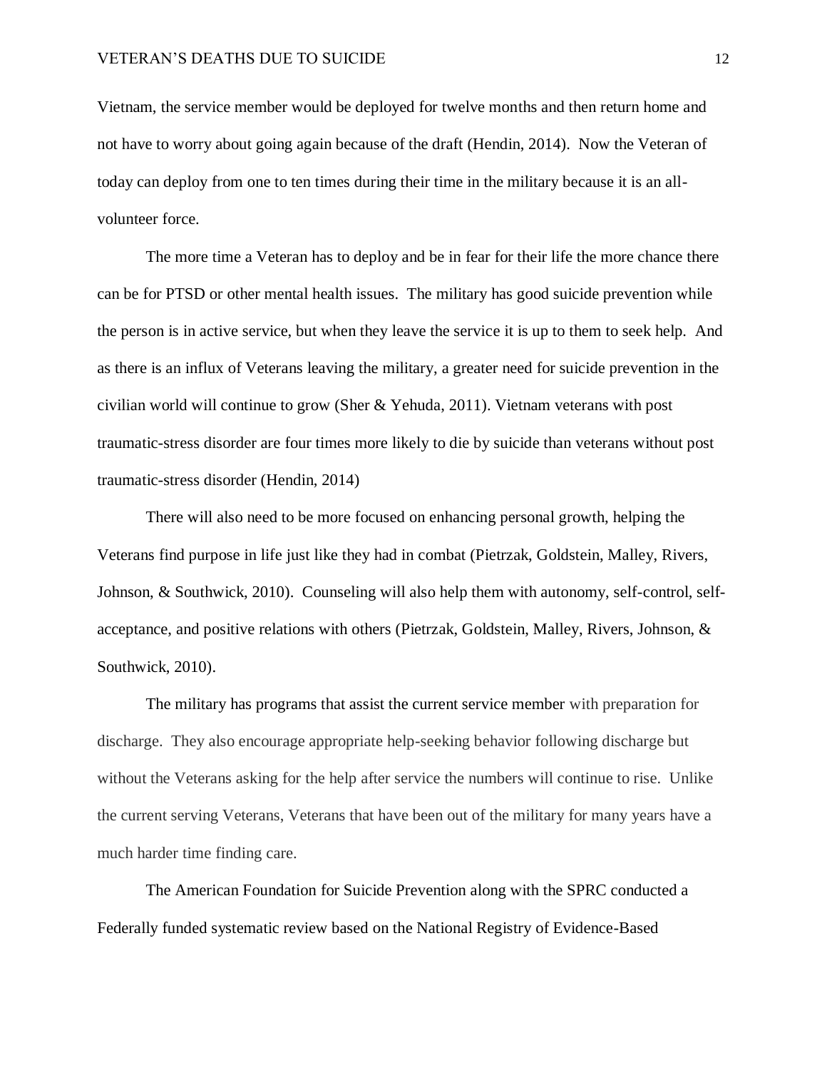Vietnam, the service member would be deployed for twelve months and then return home and not have to worry about going again because of the draft (Hendin, 2014). Now the Veteran of today can deploy from one to ten times during their time in the military because it is an all-volunteer force.

The more time a Veteran has to deploy and be in fear for their life the more chance there can be for PTSD or other mental health issues. The military has good suicide prevention while the person is in active service, but when they leave the service it is up to them to seek help. And as there is an influx of Veterans leaving the military, a greater need for suicide prevention in the civilian world will continue to grow (Sher & Yehuda, 2011). Vietnam veterans with post traumatic-stress disorder are four times more likely to die by suicide than veterans without post traumatic-stress disorder (Hendin, 2014)

There will also need to be more focused on enhancing personal growth, helping the Veterans find purpose in life just like they had in combat (Pietrzak, Goldstein, Malley, Rivers, Johnson, & Southwick, 2010). Counseling will also help them with autonomy, self-control, self-acceptance, and positive relations with others (Pietrzak, Goldstein, Malley, Rivers, Johnson, & Southwick, 2010).

The military has programs that assist the current service member with preparation for discharge. They also encourage appropriate help-seeking behavior following discharge but without the Veterans asking for the help after service the numbers will continue to rise. Unlike the current serving Veterans, Veterans that have been out of the military for many years have a much harder time finding care.

The American Foundation for Suicide Prevention along with the SPRC conducted a Federally funded systematic review based on the National Registry of Evidence-Based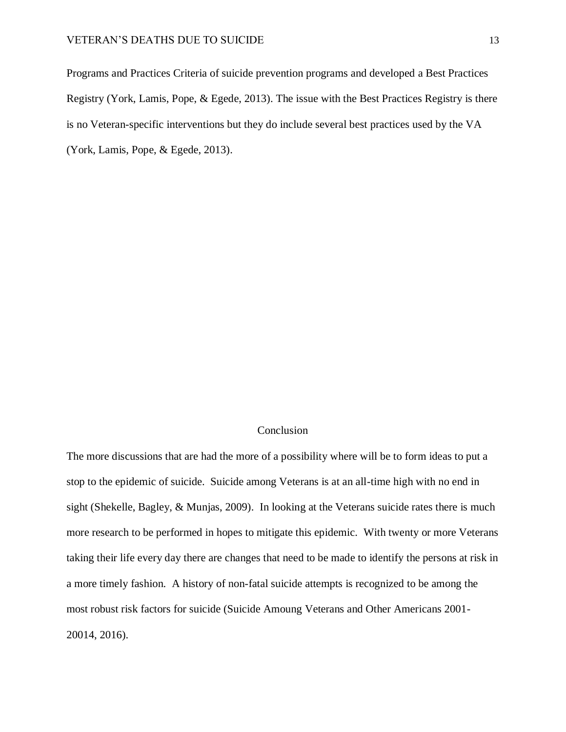Programs and Practices Criteria of suicide prevention programs and developed a Best Practices Registry (York, Lamis, Pope, & Egede, 2013). The issue with the Best Practices Registry is there is no Veteran-specific interventions but they do include several best practices used by the VA (York, Lamis, Pope, & Egede, 2013).

## Conclusion

The more discussions that are had the more of a possibility where will be to form ideas to put a stop to the epidemic of suicide. Suicide among Veterans is at an all-time high with no end in sight (Shekelle, Bagley, & Munjas, 2009). In looking at the Veterans suicide rates there is much more research to be performed in hopes to mitigate this epidemic. With twenty or more Veterans taking their life every day there are changes that need to be made to identify the persons at risk in a more timely fashion. A history of non-fatal suicide attempts is recognized to be among the most robust risk factors for suicide (Suicide Amoung Veterans and Other Americans 2001-20014, 2016).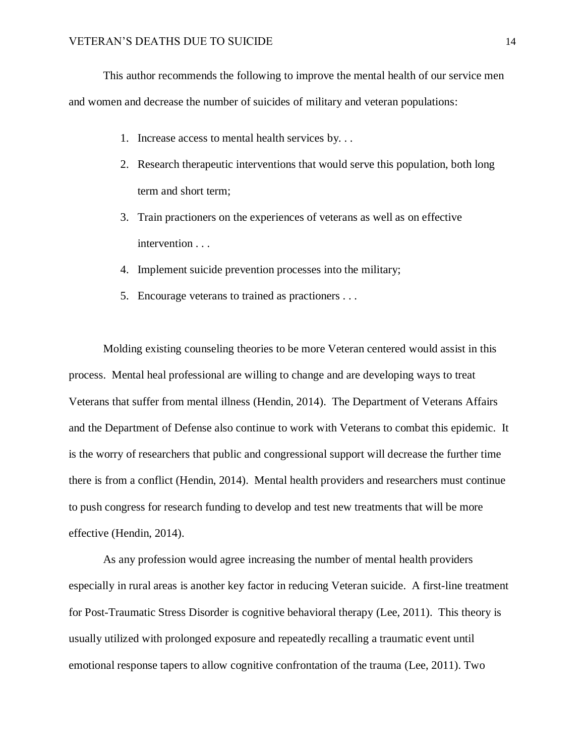This author recommends the following to improve the mental health of our service men and women and decrease the number of suicides of military and veteran populations:

1. Increase access to mental health services by. . .
2. Research therapeutic interventions that would serve this population, both long term and short term;
3. Train practioners on the experiences of veterans as well as on effective intervention . . .
4. Implement suicide prevention processes into the military;
5. Encourage veterans to trained as practioners . . .

Molding existing counseling theories to be more Veteran centered would assist in this process. Mental heal professional are willing to change and are developing ways to treat Veterans that suffer from mental illness (Hendin, 2014). The Department of Veterans Affairs and the Department of Defense also continue to work with Veterans to combat this epidemic. It is the worry of researchers that public and congressional support will decrease the further time there is from a conflict (Hendin, 2014). Mental health providers and researchers must continue to push congress for research funding to develop and test new treatments that will be more effective (Hendin, 2014).

As any profession would agree increasing the number of mental health providers especially in rural areas is another key factor in reducing Veteran suicide. A first-line treatment for Post-Traumatic Stress Disorder is cognitive behavioral therapy (Lee, 2011). This theory is usually utilized with prolonged exposure and repeatedly recalling a traumatic event until emotional response tapers to allow cognitive confrontation of the trauma (Lee, 2011). Two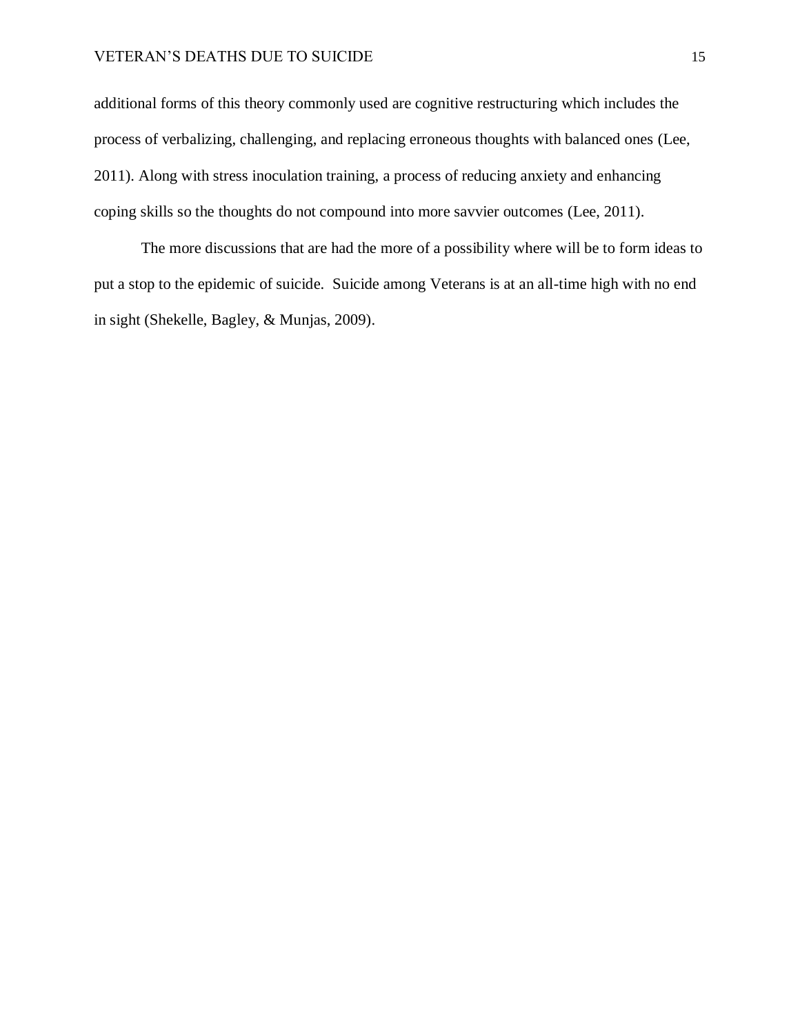additional forms of this theory commonly used are cognitive restructuring which includes the process of verbalizing, challenging, and replacing erroneous thoughts with balanced ones (Lee, 2011). Along with stress inoculation training, a process of reducing anxiety and enhancing coping skills so the thoughts do not compound into more savvier outcomes (Lee, 2011).

The more discussions that are had the more of a possibility where will be to form ideas to put a stop to the epidemic of suicide. Suicide among Veterans is at an all-time high with no end in sight (Shekelle, Bagley, & Munjas, 2009).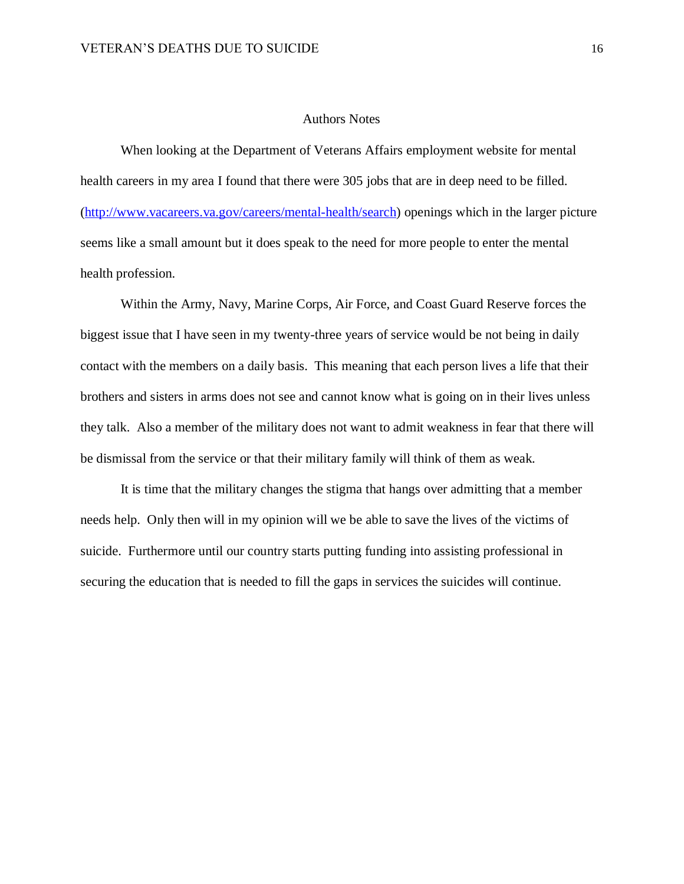# Authors Notes

When looking at the Department of Veterans Affairs employment website for mental health careers in my area I found that there were 305 jobs that are in deep need to be filled. (http://www.vacareers.va.gov/careers/mental-health/search) openings which in the larger picture seems like a small amount but it does speak to the need for more people to enter the mental health profession.

Within the Army, Navy, Marine Corps, Air Force, and Coast Guard Reserve forces the biggest issue that I have seen in my twenty-three years of service would be not being in daily contact with the members on a daily basis. This meaning that each person lives a life that their brothers and sisters in arms does not see and cannot know what is going on in their lives unless they talk. Also a member of the military does not want to admit weakness in fear that there will be dismissal from the service or that their military family will think of them as weak.

It is time that the military changes the stigma that hangs over admitting that a member needs help. Only then will in my opinion will we be able to save the lives of the victims of suicide. Furthermore until our country starts putting funding into assisting professional in securing the education that is needed to fill the gaps in services the suicides will continue.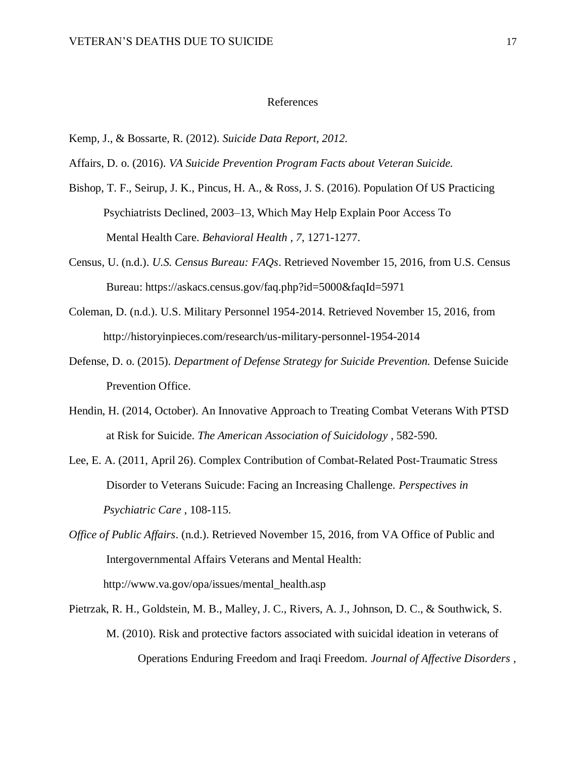# References

Kemp, J., & Bossarte, R. (2012). *Suicide Data Report, 2012.*

Affairs, D. o. (2016). *VA Suicide Prevention Program Facts about Veteran Suicide.*

Bishop, T. F., Seirup, J. K., Pincus, H. A., & Ross, J. S. (2016). Population Of US Practicing Psychiatrists Declined, 2003–13, Which May Help Explain Poor Access To Mental Health Care. *Behavioral Health , 7*, 1271-1277.

Census, U. (n.d.). *U.S. Census Bureau: FAQs*. Retrieved November 15, 2016, from U.S. Census Bureau: https://askacs.census.gov/faq.php?id=5000&faqId=5971

Coleman, D. (n.d.). U.S. Military Personnel 1954-2014. Retrieved November 15, 2016, from http://historyinpieces.com/research/us-military-personnel-1954-2014

Defense, D. o. (2015). *Department of Defense Strategy for Suicide Prevention.* Defense Suicide Prevention Office.

Hendin, H. (2014, October). An Innovative Approach to Treating Combat Veterans With PTSD at Risk for Suicide. *The American Association of Suicidology* , 582-590.

Lee, E. A. (2011, April 26). Complex Contribution of Combat-Related Post-Traumatic Stress Disorder to Veterans Suicude: Facing an Increasing Challenge. *Perspectives in Psychiatric Care* , 108-115.

*Office of Public Affairs*. (n.d.). Retrieved November 15, 2016, from VA Office of Public and Intergovernmental Affairs Veterans and Mental Health: http://www.va.gov/opa/issues/mental_health.asp

Pietrzak, R. H., Goldstein, M. B., Malley, J. C., Rivers, A. J., Johnson, D. C., & Southwick, S. M. (2010). Risk and protective factors associated with suicidal ideation in veterans of Operations Enduring Freedom and Iraqi Freedom. *Journal of Affective Disorders* ,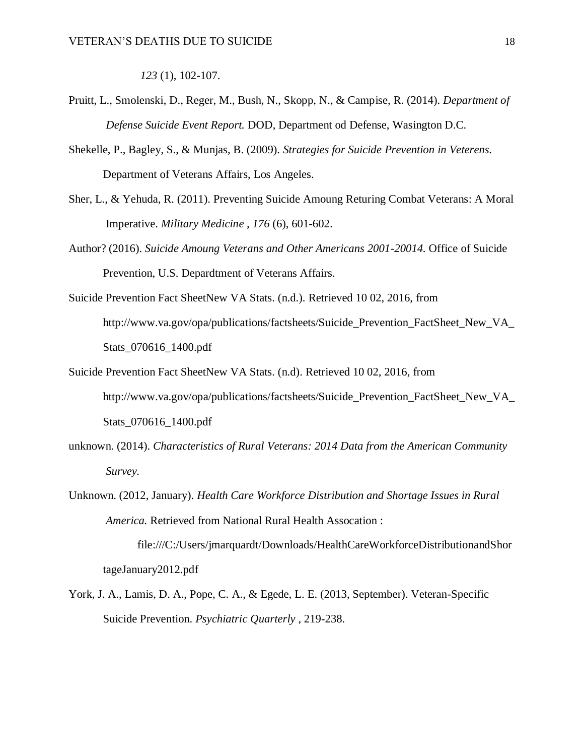*123* (1), 102-107.

Pruitt, L., Smolenski, D., Reger, M., Bush, N., Skopp, N., & Campise, R. (2014). *Department of Defense Suicide Event Report.* DOD, Department od Defense, Wasington D.C.

Shekelle, P., Bagley, S., & Munjas, B. (2009). *Strategies for Suicide Prevention in Veterens.* Department of Veterans Affairs, Los Angeles.

Sher, L., & Yehuda, R. (2011). Preventing Suicide Amoung Returing Combat Veterans: A Moral Imperative. *Military Medicine , 176* (6), 601-602.

Author? (2016). *Suicide Amoung Veterans and Other Americans 2001-20014.* Office of Suicide Prevention, U.S. Depardtment of Veterans Affairs.

Suicide Prevention Fact SheetNew VA Stats. (n.d.). Retrieved 10 02, 2016, from http://www.va.gov/opa/publications/factsheets/Suicide_Prevention_FactSheet_New_VA_Stats_070616_1400.pdf

Suicide Prevention Fact SheetNew VA Stats. (n.d). Retrieved 10 02, 2016, from http://www.va.gov/opa/publications/factsheets/Suicide_Prevention_FactSheet_New_VA_Stats_070616_1400.pdf

unknown. (2014). *Characteristics of Rural Veterans: 2014 Data from the American Community Survey.*

Unknown. (2012, January). *Health Care Workforce Distribution and Shortage Issues in Rural America.* Retrieved from National Rural Health Assocation : file:///C:/Users/jmarquardt/Downloads/HealthCareWorkforceDistributionandShortageJanuary2012.pdf

York, J. A., Lamis, D. A., Pope, C. A., & Egede, L. E. (2013, September). Veteran-Specific Suicide Prevention. *Psychiatric Quarterly* , 219-238.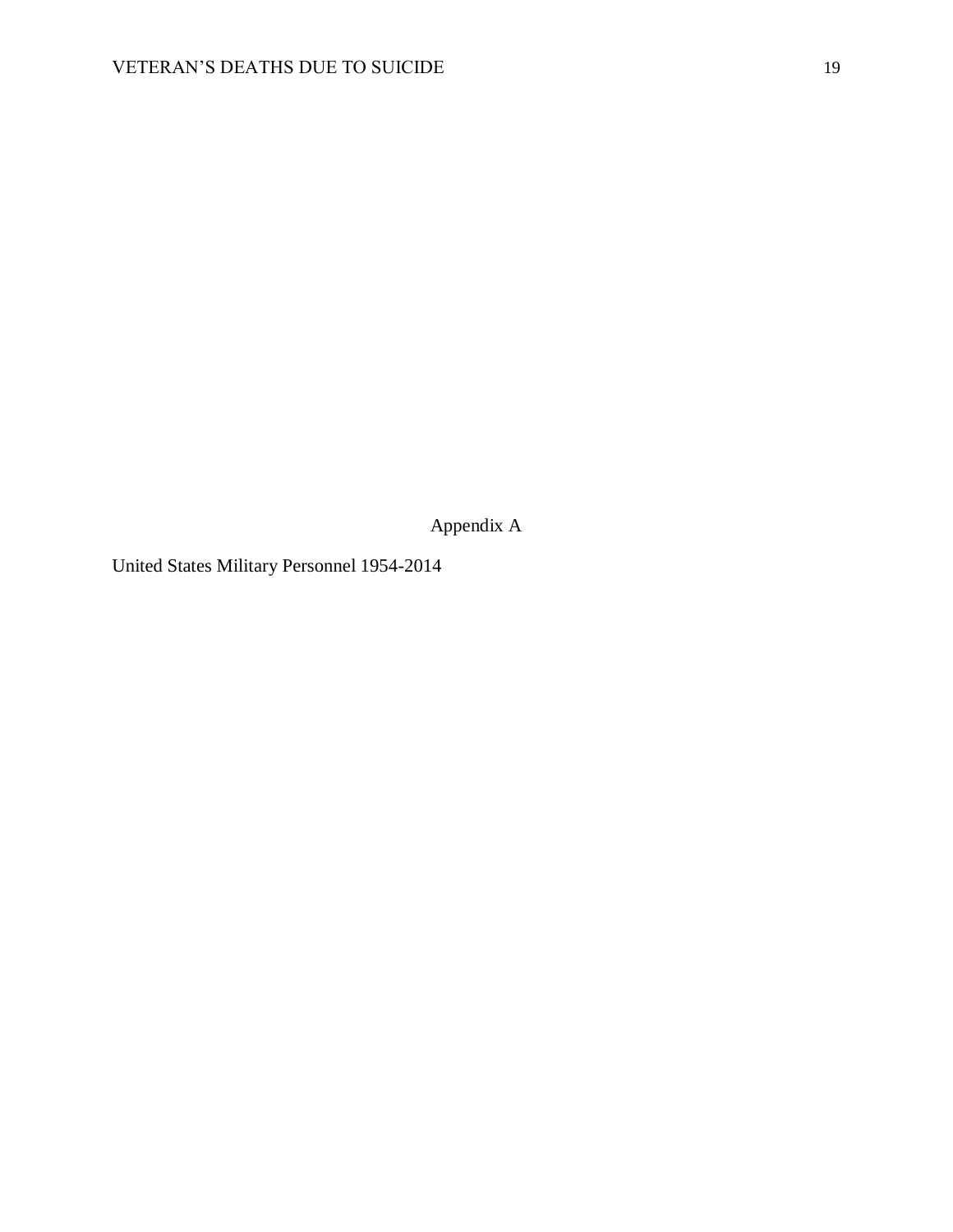# Appendix A

United States Military Personnel 1954-2014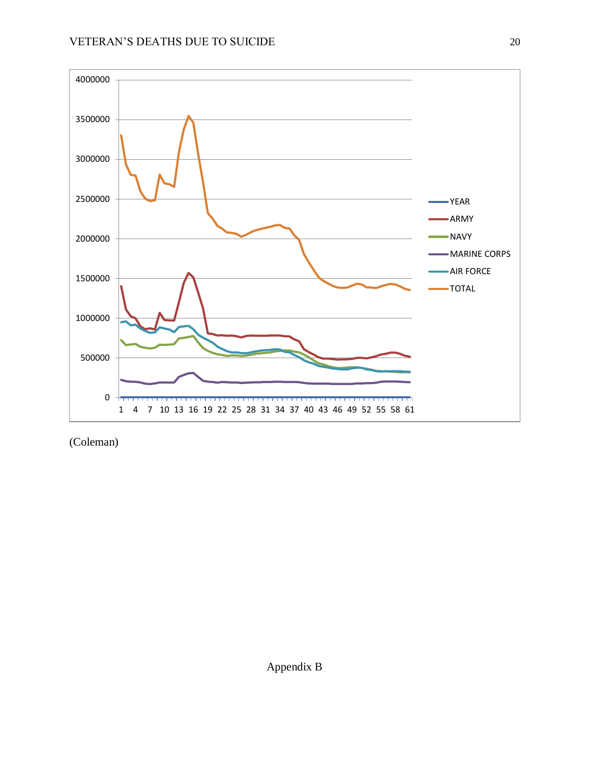(Coleman)

## Appendix B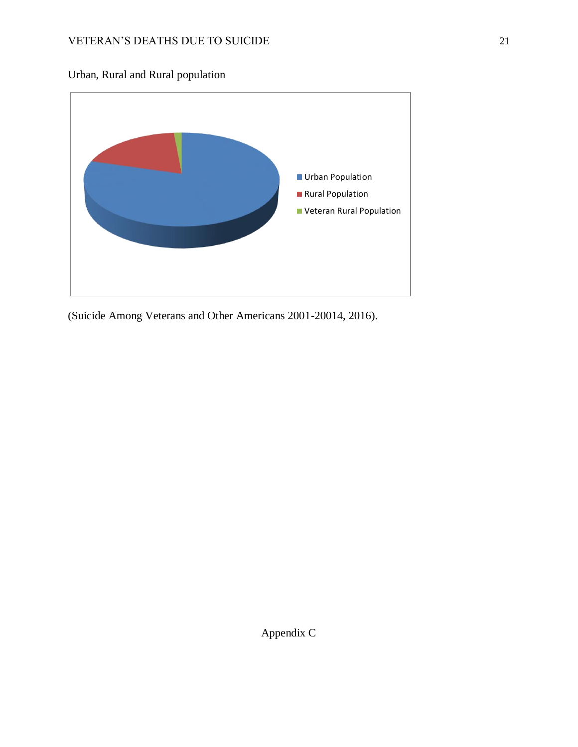Urban, Rural and Rural population

Urban Population
Rural Population
Veteran Rural Population

(Suicide Among Veterans and Other Americans 2001-20014, 2016).

Appendix C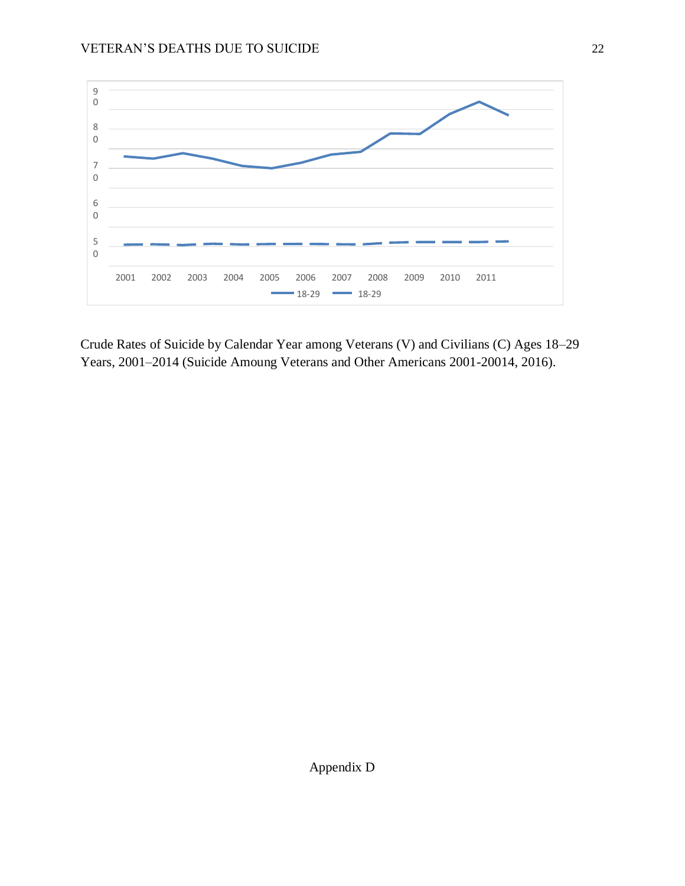Crude Rates of Suicide by Calendar Year among Veterans (V) and Civilians (C) Ages 18–29 Years, 2001–2014 (Suicide Amoung Veterans and Other Americans 2001-20014, 2016).

Appendix D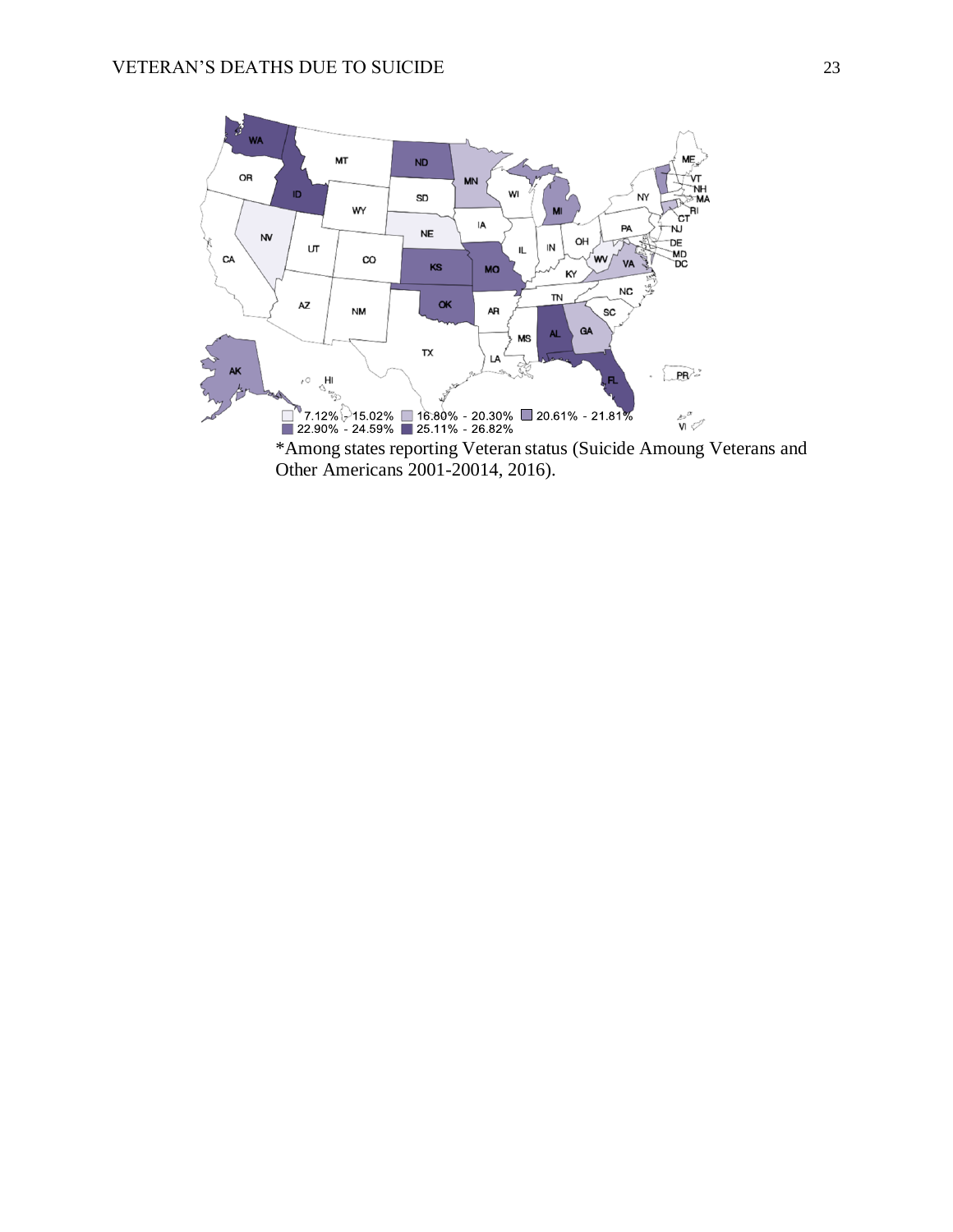WA
MT
ND
MN
ME
VT
NH
MA
RI
CT
NJ
DE
MD
DC
OR
ID
SD
WI
NY
MI
WY
IA
PA
NE
NV
UT
IL
IN
OH
CO
WV
VA
CA
KS
MO
KY
NC
TN
AZ
OK
NM
AR
SC
GA
MS
AL
TX
LA
AK
FL
HI
PR
VI

7.12% - 15.02%
16.80% - 20.30%
20.61% - 21.81%
22.90% - 24.59%
25.11% - 26.82%

*Among states reporting Veteran status (Suicide Amoung Veterans and Other Americans 2001-20014, 2016).